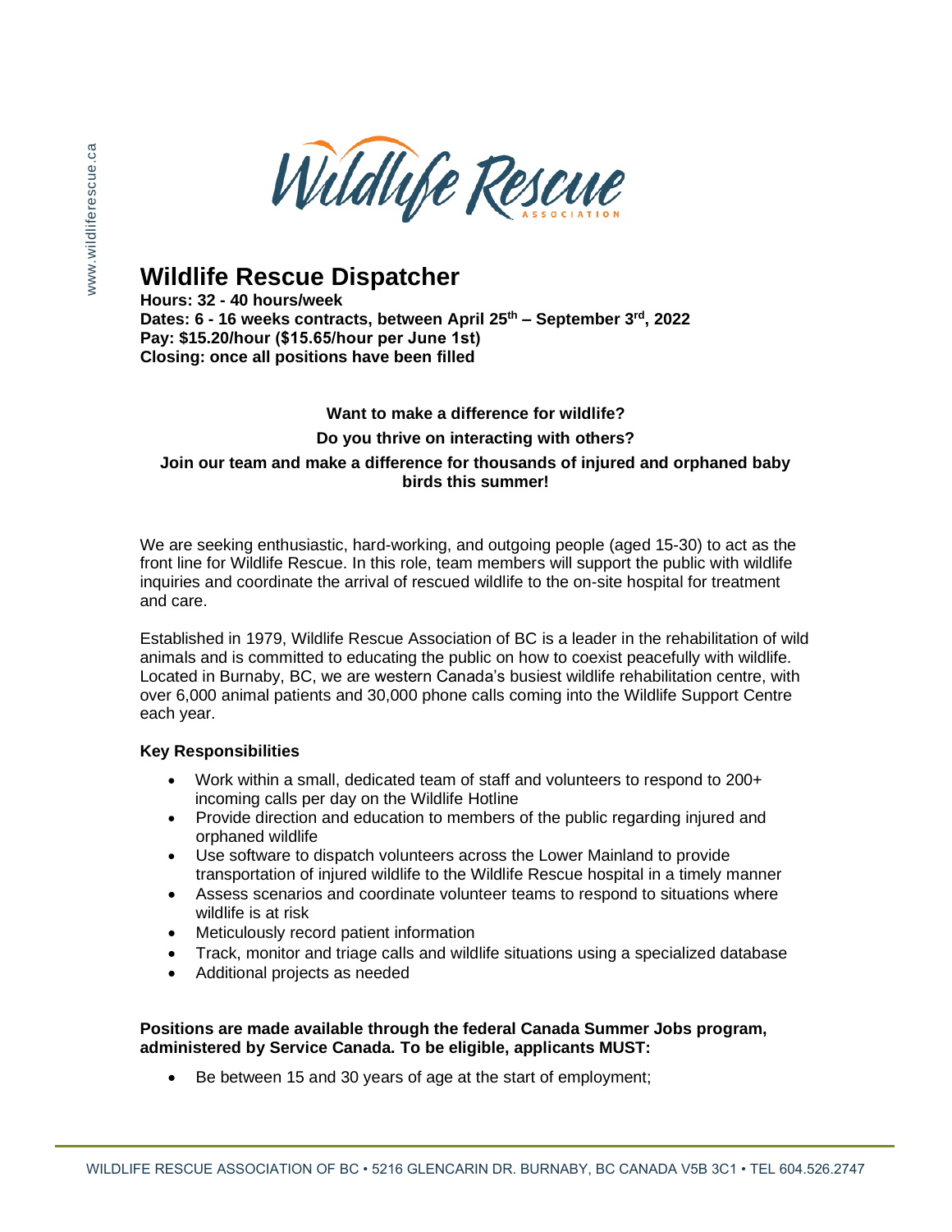# Wildlife Rescue Dispatcher

**Hours: 32 - 40 hours/week**
**Dates: 6 - 16 weeks contracts, between April 25th – September 3rd, 2022**
**Pay: $15.20/hour ($15.65/hour per June 1st)**
**Closing: once all positions have been filled**

**Want to make a difference for wildlife?**

**Do you thrive on interacting with others?**

**Join our team and make a difference for thousands of injured and orphaned baby birds this summer!**

We are seeking enthusiastic, hard-working, and outgoing people (aged 15-30) to act as the front line for Wildlife Rescue. In this role, team members will support the public with wildlife inquiries and coordinate the arrival of rescued wildlife to the on-site hospital for treatment and care.

Established in 1979, Wildlife Rescue Association of BC is a leader in the rehabilitation of wild animals and is committed to educating the public on how to coexist peacefully with wildlife. Located in Burnaby, BC, we are western Canada's busiest wildlife rehabilitation centre, with over 6,000 animal patients and 30,000 phone calls coming into the Wildlife Support Centre each year.

### Key Responsibilities

- Work within a small, dedicated team of staff and volunteers to respond to 200+ incoming calls per day on the Wildlife Hotline
- Provide direction and education to members of the public regarding injured and orphaned wildlife
- Use software to dispatch volunteers across the Lower Mainland to provide transportation of injured wildlife to the Wildlife Rescue hospital in a timely manner
- Assess scenarios and coordinate volunteer teams to respond to situations where wildlife is at risk
- Meticulously record patient information
- Track, monitor and triage calls and wildlife situations using a specialized database
- Additional projects as needed

**Positions are made available through the federal Canada Summer Jobs program, administered by Service Canada. To be eligible, applicants MUST:**

- Be between 15 and 30 years of age at the start of employment;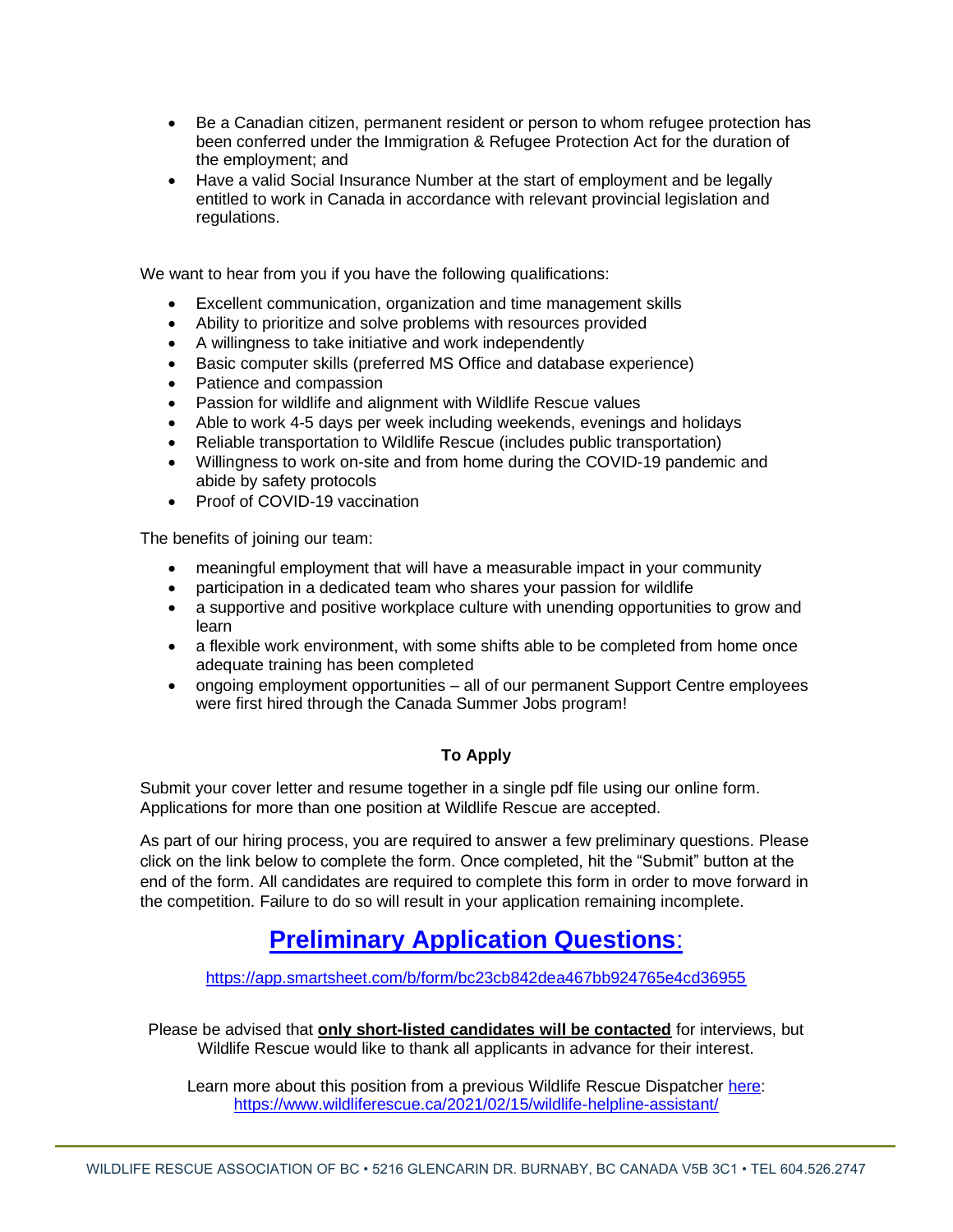- Be a Canadian citizen, permanent resident or person to whom refugee protection has been conferred under the Immigration & Refugee Protection Act for the duration of the employment; and
- Have a valid Social Insurance Number at the start of employment and be legally entitled to work in Canada in accordance with relevant provincial legislation and regulations.

We want to hear from you if you have the following qualifications:

- Excellent communication, organization and time management skills
- Ability to prioritize and solve problems with resources provided
- A willingness to take initiative and work independently
- Basic computer skills (preferred MS Office and database experience)
- Patience and compassion
- Passion for wildlife and alignment with Wildlife Rescue values
- Able to work 4-5 days per week including weekends, evenings and holidays
- Reliable transportation to Wildlife Rescue (includes public transportation)
- Willingness to work on-site and from home during the COVID-19 pandemic and abide by safety protocols
- Proof of COVID-19 vaccination

The benefits of joining our team:

- meaningful employment that will have a measurable impact in your community
- participation in a dedicated team who shares your passion for wildlife
- a supportive and positive workplace culture with unending opportunities to grow and learn
- a flexible work environment, with some shifts able to be completed from home once adequate training has been completed
- ongoing employment opportunities – all of our permanent Support Centre employees were first hired through the Canada Summer Jobs program!

**To Apply**

Submit your cover letter and resume together in a single pdf file using our online form. Applications for more than one position at Wildlife Rescue are accepted.

As part of our hiring process, you are required to answer a few preliminary questions. Please click on the link below to complete the form. Once completed, hit the "Submit" button at the end of the form. All candidates are required to complete this form in order to move forward in the competition. Failure to do so will result in your application remaining incomplete.

## [Preliminary Application Questions](https://app.smartsheet.com/b/form/bc23cb842dea467bb924765e4cd36955):

https://app.smartsheet.com/b/form/bc23cb842dea467bb924765e4cd36955

Please be advised that **only short-listed candidates will be contacted** for interviews, but Wildlife Rescue would like to thank all applicants in advance for their interest.

Learn more about this position from a previous Wildlife Rescue Dispatcher [here](https://www.wildliferescue.ca/2021/02/15/wildlife-helpline-assistant/): https://www.wildliferescue.ca/2021/02/15/wildlife-helpline-assistant/

WILDLIFE RESCUE ASSOCIATION OF BC • 5216 GLENCARIN DR. BURNABY, BC CANADA V5B 3C1 • TEL 604.526.2747